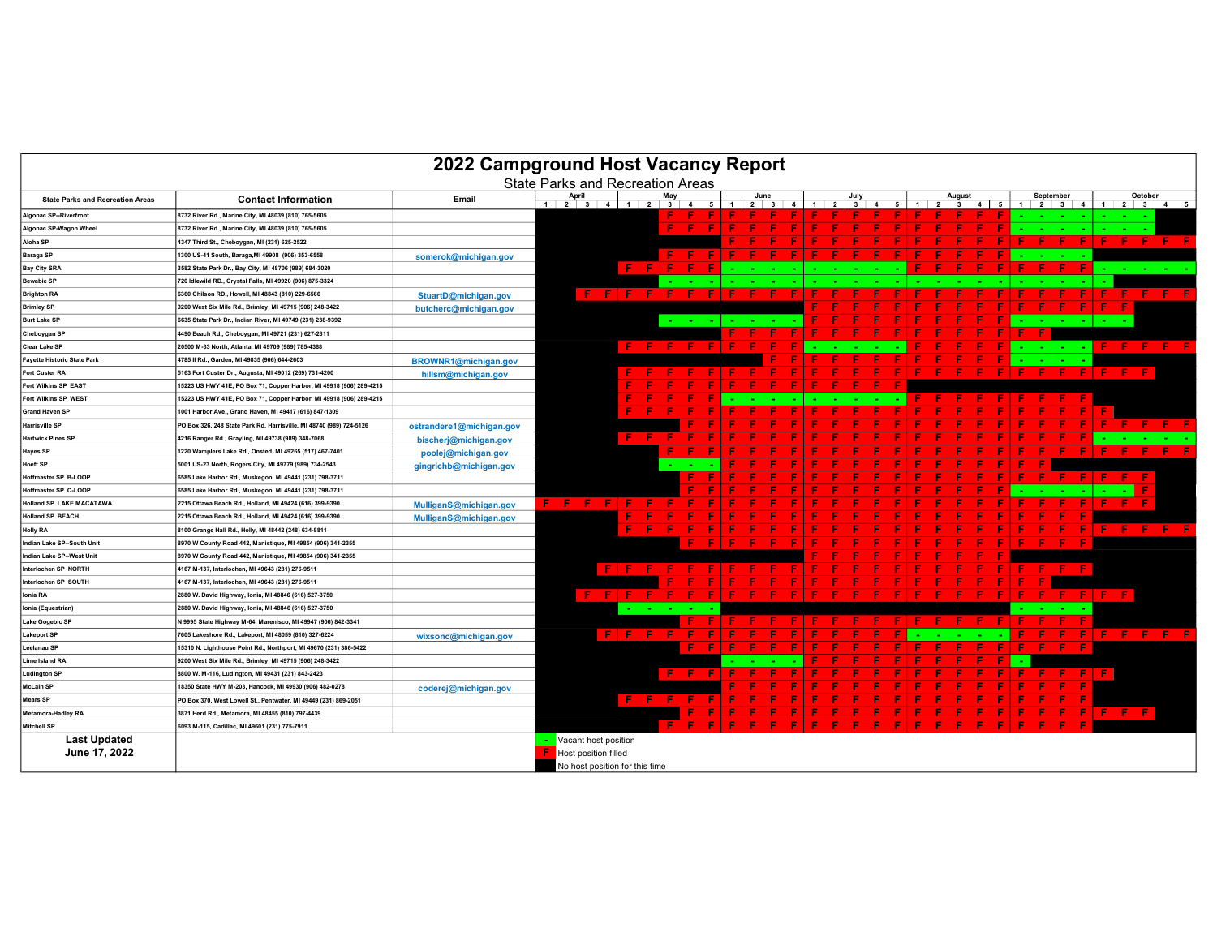# 2022 Campground Host Vacancy Report

## State Parks and Recreation Areas

| State Parks and Recreation Areas | Contact Information | Email | April | | | | May | | | | | June | | | | July | | | | | August | | | | | September | | | | October | | | | |
|---|---|---|---|---|---|---|---|---|---|---|---|---|---|---|---|---|---|---|---|---|---|---|---|---|---|---|---|---|---|---|---|---|---|---|
| | | | 1 | 2 | 3 | 4 | 1 | 2 | 3 | 4 | 5 | 1 | 2 | 3 | 4 | 1 | 2 | 3 | 4 | 5 | 1 | 2 | 3 | 4 | 5 | 1 | 2 | 3 | 4 | 1 | 2 | 3 | 4 | 5 |
| Algonac SP--Riverfront | 8732 River Rd., Marine City, MI 48039 (810) 765-5605 | | | | | | | | F | F | F | F | F | F | F | F | F | F | F | F | F | F | F | F | F | - | - | - | - | - | - | - | | |
| Algonac SP-Wagon Wheel | 8732 River Rd., Marine City, MI 48039 (810) 765-5605 | | | | | | | | F | F | F | F | F | F | F | F | F | F | F | F | F | F | F | F | F | - | - | - | - | - | - | - | | |
| Aloha SP | 4347 Third St., Cheboygan, MI (231) 625-2522 | | | | | | | | | | | F | F | F | F | F | F | F | F | F | F | F | F | F | F | F | F | F | F | F | F | F | F | F |
| Baraga SP | 1300 US-41 South, Baraga,MI 49908 (906) 353-6558 | somerok@michigan.gov | | | | | | | F | F | F | F | F | F | F | F | F | F | F | F | F | F | F | F | F | - | - | - | - | | | | | |
| Bay City SRA | 3582 State Park Dr., Bay City, MI 48706 (989) 684-3020 | | | | | | F | F | F | F | F | - | - | - | - | - | - | - | - | - | F | F | F | F | F | F | F | F | F | - | - | - | - | - |
| Bewabic SP | 720 Idlewild RD., Crystal Falls, MI 49920 (906) 875-3324 | | | | | | | | - | - | - | - | - | - | - | - | - | - | - | - | - | - | - | - | - | - | - | - | - | - | | | | |
| Brighton RA | 6360 Chilson RD., Howell, MI 48843 (810) 229-6566 | StuartD@michigan.gov | | | F | F | F | F | F | F | F | F | F | F | F | F | F | F | F | F | F | F | F | F | F | F | F | F | F | F | F | F | F | F |
| Brimley SP | 9200 West Six Mile Rd., Brimley, MI 49715 (906) 248-3422 | butcherc@michigan.gov | | | | | | | | | | | | | | F | F | F | F | F | F | F | F | F | F | F | F | F | F | F | F | | | |
| Burt Lake SP | 6635 State Park Dr., Indian River, MI 49749 (231) 238-9392 | | | | | | | | - | - | - | - | - | - | - | F | F | F | F | F | F | F | F | F | F | - | - | - | - | - | - | | | |
| Cheboygan SP | 4490 Beach Rd., Cheboygan, MI 49721 (231) 627-2811 | | | | | | | | | | | F | F | F | F | F | F | F | F | F | F | F | F | F | F | F | F | | | | | | | |
| Clear Lake SP | 20500 M-33 North, Atlanta, MI 49709 (989) 785-4388 | | | | | | F | F | F | F | F | F | F | F | F | - | - | - | - | - | F | F | F | F | F | - | - | - | - | F | F | F | F | F |
| Fayette Historic State Park | 4785 II Rd., Garden, MI 49835 (906) 644-2603 | BROWNR1@michigan.gov | | | | | | | | | | | | F | F | F | F | F | F | F | F | F | F | F | F | - | - | - | - | | | | | |
| Fort Custer RA | 5163 Fort Custer Dr., Augusta, MI 49012 (269) 731-4200 | hillsm@michigan.gov | | | | | F | F | F | F | F | F | F | F | F | F | F | F | F | F | F | F | F | F | F | F | F | F | F | F | F | F | | |
| Fort Wilkins SP EAST | 15223 US HWY 41E, PO Box 71, Copper Harbor, MI 49918 (906) 289-4215 | | | | | | F | F | F | F | F | F | F | F | F | F | F | F | F | F | | | | | | | | | | | | | | |
| Fort Wilkins SP WEST | 15223 US HWY 41E, PO Box 71, Copper Harbor, MI 49918 (906) 289-4215 | | | | | | F | F | F | F | F | - | - | - | - | - | - | - | - | - | F | F | F | F | F | F | F | F | F | | | | | |
| Grand Haven SP | 1001 Harbor Ave., Grand Haven, MI 49417 (616) 847-1309 | | | | | | F | F | F | F | F | F | F | F | F | F | F | F | F | F | F | F | F | F | F | F | F | F | F | F | | | | |
| Harrisville SP | PO Box 326, 248 State Park Rd, Harrisville, MI 48740 (989) 724-5126 | ostrandere1@michigan.gov | | | | | | | | F | F | F | F | F | F | F | F | F | F | F | F | F | F | F | F | F | F | F | F | F | F | F | F | F |
| Hartwick Pines SP | 4216 Ranger Rd., Grayling, MI 49738 (989) 348-7068 | bischerj@michigan.gov | | | | | F | F | F | F | F | F | F | F | F | F | F | F | F | F | F | F | F | F | F | F | F | F | F | - | - | - | - | - |
| Hayes SP | 1220 Wamplers Lake Rd., Onsted, MI 49265 (517) 467-7401 | poolej@michigan.gov | | | | | | | F | F | F | F | F | F | F | F | F | F | F | F | F | F | F | F | F | F | F | F | F | F | F | F | F | F |
| Hoeft SP | 5001 US-23 North, Rogers City, MI 49779 (989) 734-2543 | gingrichb@michigan.gov | | | | | | | - | - | - | F | F | F | F | F | F | F | F | F | F | F | F | F | F | F | F | | | | | | | |
| Hoffmaster SP B-LOOP | 6585 Lake Harbor Rd., Muskegon, MI 49441 (231) 798-3711 | | | | | | | | | F | F | F | F | F | F | F | F | F | F | F | F | F | F | F | F | F | F | F | F | F | F | F | | |
| Hoffmaster SP C-LOOP | 6585 Lake Harbor Rd., Muskegon, MI 49441 (231) 798-3711 | | | | | | | | | F | F | F | F | F | F | F | F | F | F | F | F | F | F | F | F | - | - | - | - | - | - | F | | |
| Holland SP LAKE MACATAWA | 2215 Ottawa Beach Rd., Holland, MI 49424 (616) 399-9390 | MulliganS@michigan.gov | F | F | F | F | F | F | F | F | F | F | F | F | F | F | F | F | F | F | F | F | F | F | F | F | F | F | F | F | F | F | | |
| Holland SP BEACH | 2215 Ottawa Beach Rd., Holland, MI 49424 (616) 399-9390 | MulliganS@michigan.gov | | | | | F | F | F | F | F | F | F | F | F | F | F | F | F | F | F | F | F | F | F | F | F | F | F | | | | | |
| Holly RA | 8100 Grange Hall Rd., Holly, MI 48442 (248) 634-8811 | | | | | | F | F | F | F | F | F | F | F | F | F | F | F | F | F | F | F | F | F | F | F | F | F | F | F | F | F | F | F |
| Indian Lake SP--South Unit | 8970 W County Road 442, Manistique, MI 49854 (906) 341-2355 | | | | | | | | | F | F | F | F | F | F | F | F | F | F | F | F | F | F | F | F | F | F | F | F | | | | | |
| Indian Lake SP--West Unit | 8970 W County Road 442, Manistique, MI 49854 (906) 341-2355 | | | | | | | | | | | | | | | F | F | F | F | F | F | F | F | F | F | | | | | | | | | |
| Interlochen SP NORTH | 4167 M-137, Interlochen, MI 49643 (231) 276-9511 | | | | | F | F | F | F | F | F | F | F | F | F | F | F | F | F | F | F | F | F | F | F | F | F | F | F | | | | | |
| Interlochen SP SOUTH | 4167 M-137, Interlochen, MI 49643 (231) 276-9511 | | | | | | | | F | F | F | F | F | F | F | F | F | F | F | F | F | F | F | F | F | F | F | | | | | | | |
| Ionia RA | 2880 W. David Highway, Ionia, MI 48846 (616) 527-3750 | | | | F | F | F | F | F | F | F | F | F | F | F | F | F | F | F | F | F | F | F | F | F | F | F | F | F | F | F | | | |
| Ionia (Equestrian) | 2880 W. David Highway, Ionia, MI 48846 (616) 527-3750 | | | | | | - | - | - | - | - | | | | | | | | | | | | | | | - | - | - | - | | | | | |
| Lake Gogebic SP | N 9995 State Highway M-64, Marenisco, MI 49947 (906) 842-3341 | | | | | | | | | F | F | F | F | F | F | F | F | F | F | F | F | F | F | F | F | F | F | F | F | | | | | |
| Lakeport SP | 7605 Lakeshore Rd., Lakeport, MI 48059 (810) 327-6224 | wixsonc@michigan.gov | | | | F | F | F | F | F | F | F | F | F | F | F | F | F | F | F | - | - | - | - | - | F | F | F | F | F | F | F | F | F |
| Leelanau SP | 15310 N. Lighthouse Point Rd., Northport, MI 49670 (231) 386-5422 | | | | | | | | | F | F | F | F | F | F | F | F | F | F | F | F | F | F | F | F | F | F | F | F | | | | | |
| Lime Island RA | 9200 West Six Mile Rd., Brimley, MI 49715 (906) 248-3422 | | | | | | | | | | | - | - | - | - | F | F | F | F | F | F | F | F | F | F | - | | | | | | | | |
| Ludington SP | 8800 W. M-116, Ludington, MI 49431 (231) 843-2423 | | | | | | | | F | F | F | F | F | F | F | F | F | F | F | F | F | F | F | F | F | F | F | F | F | F | | | | |
| McLain SP | 18350 State HWY M-203, Hancock, MI 49930 (906) 482-0278 | coderej@michigan.gov | | | | | | | | | | F | F | F | F | F | F | F | F | F | F | F | F | F | F | F | F | F | F | | | | | |
| Mears SP | PO Box 370, West Lowell St., Pentwater, MI 49449 (231) 869-2051 | | | | | | F | F | F | F | F | F | F | F | F | F | F | F | F | F | F | F | F | F | F | F | F | F | F | | | | | |
| Metamora-Hadley RA | 3871 Herd Rd., Metamora, MI 48455 (810) 797-4439 | | | | | | | | | F | F | F | F | F | F | F | F | F | F | F | F | F | F | F | F | F | F | F | F | F | F | F | | |
| Mitchell SP | 6093 M-115, Cadillac, MI 49601 (231) 775-7911 | | | | | | | | F | F | F | F | F | F | F | F | F | F | F | F | F | F | F | F | F | F | F | F | F | | | | | |

**Last Updated June 17, 2022**

- \- Vacant host position
- F Host position filled
- (blank) No host position for this time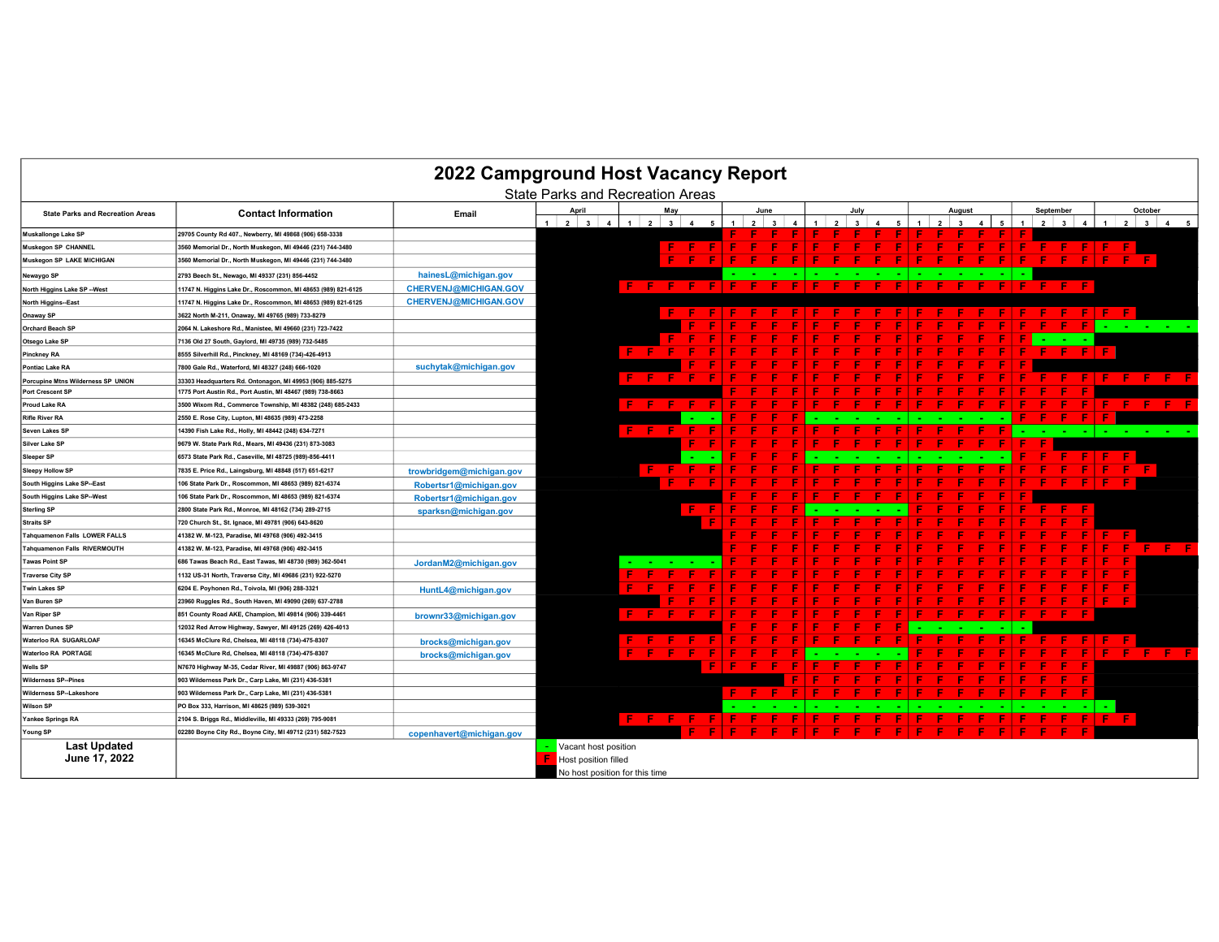# 2022 Campground Host Vacancy Report

## State Parks and Recreation Areas

| State Parks and Recreation Areas | Contact Information | Email | April | | | | May | | | | | June | | | | July | | | | | August | | | | | September | | | | October | | | | |
|---|---|---|---|---|---|---|---|---|---|---|---|---|---|---|---|---|---|---|---|---|---|---|---|---|---|---|---|---|---|---|---|---|---|---|
| | | | 1 | 2 | 3 | 4 | 1 | 2 | 3 | 4 | 5 | 1 | 2 | 3 | 4 | 1 | 2 | 3 | 4 | 5 | 1 | 2 | 3 | 4 | 5 | 1 | 2 | 3 | 4 | 1 | 2 | 3 | 4 | 5 |
| Muskallonge Lake SP | 29705 County Rd 407., Newberry, MI 49868 (906) 658-3338 | | | | | | | | | | | F | F | F | F | F | F | F | F | F | F | F | F | F | F | F | | | | | | | | |
| Muskegon SP CHANNEL | 3560 Memorial Dr., North Muskegon, MI 49446 (231) 744-3480 | | | | | | | | F | F | F | F | F | F | F | F | F | F | F | F | F | F | F | F | F | F | F | F | F | F | F | | | |
| Muskegon SP LAKE MICHIGAN | 3560 Memorial Dr., North Muskegon, MI 49446 (231) 744-3480 | | | | | | | | F | F | F | F | F | F | F | F | F | F | F | F | F | F | F | F | F | F | F | F | F | F | F | F | | |
| Newaygo SP | 2793 Beech St., Newago, MI 49337 (231) 856-4452 | hainesL@michigan.gov | | | | | | | | | | - | - | - | - | - | - | - | - | - | - | - | - | - | - | - | | | | | | | | |
| North Higgins Lake SP --West | 11747 N. Higgins Lake Dr., Roscommon, MI 48653 (989) 821-6125 | CHERVENJ@MICHIGAN.GOV | | | | | F | F | F | F | F | F | F | F | F | F | F | F | F | F | F | F | F | F | F | F | F | F | F | | | | | |
| North Higgins--East | 11747 N. Higgins Lake Dr., Roscommon, MI 48653 (989) 821-6125 | CHERVENJ@MICHIGAN.GOV | | | | | | | | | | | | | | | | | | | | | | | | | | | | | | | | |
| Onaway SP | 3622 North M-211, Onaway, MI 49765 (989) 733-8279 | | | | | | | | F | F | F | F | F | F | F | F | F | F | F | F | F | F | F | F | F | F | F | F | F | F | F | | | |
| Orchard Beach SP | 2064 N. Lakeshore Rd., Manistee, MI 49660 (231) 723-7422 | | | | | | | | | F | F | F | F | F | F | F | F | F | F | F | F | F | F | F | F | F | F | F | F | - | - | - | - | - |
| Otsego Lake SP | 7136 Old 27 South, Gaylord, MI 49735 (989) 732-5485 | | | | | | | | F | F | F | F | F | F | F | F | F | F | F | F | F | F | F | F | F | F | - | - | - | | | | | |
| Pinckney RA | 8555 Silverhill Rd., Pinckney, MI 48169 (734)-426-4913 | | | | | | F | F | F | F | F | F | F | F | F | F | F | F | F | F | F | F | F | F | F | F | F | F | F | F | | | | |
| Pontiac Lake RA | 7800 Gale Rd., Waterford, MI 48327 (248) 666-1020 | suchytak@michigan.gov | | | | | | | | F | F | F | F | F | F | F | F | F | F | F | F | F | F | F | F | F | | | | | | | | |
| Porcupine Mtns Wilderness SP UNION | 33303 Headquarters Rd. Ontonagon, MI 49953 (906) 885-5275 | | | | | | F | F | F | F | F | F | F | F | F | F | F | F | F | F | F | F | F | F | F | F | F | F | F | F | F | F | F | F |
| Port Crescent SP | 1775 Port Austin Rd., Port Austin, MI 48467 (989) 738-8663 | | | | | | | | | | | F | F | F | F | F | F | F | F | F | F | F | F | F | F | F | F | F | F | | | | | |
| Proud Lake RA | 3500 Wixom Rd., Commerce Township, MI 48382 (248) 685-2433 | | | | | | F | F | F | F | F | F | F | F | F | F | F | F | F | F | F | F | F | F | F | F | F | F | F | F | F | F | F | F |
| Rifle River RA | 2550 E. Rose City, Lupton, MI 48635 (989) 473-2258 | | | | | | | | | - | - | F | F | F | F | - | - | - | - | - | - | - | - | - | - | F | F | F | F | F | | | | |
| Seven Lakes SP | 14390 Fish Lake Rd., Holly, MI 48442 (248) 634-7271 | | | | | | F | F | F | F | F | F | F | F | F | F | F | F | F | F | F | F | F | F | F | - | - | - | - | - | - | - | - | - |
| Silver Lake SP | 9679 W. State Park Rd., Mears, MI 49436 (231) 873-3083 | | | | | | | | | F | F | F | F | F | F | F | F | F | F | F | F | F | F | F | F | F | F | | | | | | | |
| Sleeper SP | 6573 State Park Rd., Caseville, MI 48725 (989)-856-4411 | | | | | | | | | - | - | F | F | F | F | - | - | - | - | - | - | - | - | - | - | F | F | F | F | F | F | | | |
| Sleepy Hollow SP | 7835 E. Price Rd., Laingsburg, MI 48848 (517) 651-6217 | trowbridgem@michigan.gov | | | | | | F | F | F | F | F | F | F | F | F | F | F | F | F | F | F | F | F | F | F | F | F | F | F | F | F | | |
| South Higgins Lake SP--East | 106 State Park Dr., Roscommon, MI 48653 (989) 821-6374 | Robertsr1@michigan.gov | | | | | | | F | F | F | F | F | F | F | F | F | F | F | F | F | F | F | F | F | F | F | F | F | F | F | | | |
| South Higgins Lake SP--West | 106 State Park Dr., Roscommon, MI 48653 (989) 821-6374 | Robertsr1@michigan.gov | | | | | | | | | | F | F | F | F | F | F | F | F | F | F | F | F | F | F | F | | | | | | | | |
| Sterling SP | 2800 State Park Rd., Monroe, MI 48162 (734) 289-2715 | sparksn@michigan.gov | | | | | | | | F | F | F | F | F | F | - | - | - | - | - | F | F | F | F | F | F | F | F | F | | | | | |
| Straits SP | 720 Church St., St. Ignace, MI 49781 (906) 643-8620 | | | | | | | | | | F | F | F | F | F | F | F | F | F | F | F | F | F | F | F | F | F | F | F | | | | | |
| Tahquamenon Falls LOWER FALLS | 41382 W. M-123, Paradise, MI 49768 (906) 492-3415 | | | | | | | | | | | F | F | F | F | F | F | F | F | F | F | F | F | F | F | F | F | F | F | F | F | | | |
| Tahquamenon Falls RIVERMOUTH | 41382 W. M-123, Paradise, MI 49768 (906) 492-3415 | | | | | | | | | | | F | F | F | F | F | F | F | F | F | F | F | F | F | F | F | F | F | F | F | F | F | F | F |
| Tawas Point SP | 686 Tawas Beach Rd., East Tawas, MI 48730 (989) 362-5041 | JordanM2@michigan.gov | | | | | - | - | - | - | - | F | F | F | F | F | F | F | F | F | F | F | F | F | F | F | F | F | F | F | F | | | |
| Traverse City SP | 1132 US-31 North, Traverse City, MI 49686 (231) 922-5270 | | | | | | F | F | F | F | F | F | F | F | F | F | F | F | F | F | F | F | F | F | F | F | F | F | F | F | F | | | |
| Twin Lakes SP | 6204 E. Poyhonen Rd., Toivola, MI (906) 288-3321 | HuntL4@michigan.gov | | | | | F | F | F | F | F | F | F | F | F | F | F | F | F | F | F | F | F | F | F | F | F | F | F | F | F | | | |
| Van Buren SP | 23960 Ruggles Rd., South Haven, MI 49090 (269) 637-2788 | | | | | | | | F | F | F | F | F | F | F | F | F | F | F | F | F | F | F | F | F | F | F | F | F | F | F | | | |
| Van Riper SP | 851 County Road AKE, Champion, MI 49814 (906) 339-4461 | brownr33@michigan.gov | | | | | F | F | F | F | F | F | F | F | F | F | F | F | F | F | F | F | F | F | F | F | F | F | F | | | | | |
| Warren Dunes SP | 12032 Red Arrow Highway, Sawyer, MI 49125 (269) 426-4013 | | | | | | | | | | | F | F | F | F | F | F | F | F | F | - | - | - | - | - | - | | | | | | | | |
| Waterloo RA SUGARLOAF | 16345 McClure Rd, Chelsea, MI 48118 (734)-475-8307 | brocks@michigan.gov | | | | | F | F | F | F | F | F | F | F | F | F | F | F | F | F | F | F | F | F | F | F | F | F | F | F | F | | | |
| Waterloo RA PORTAGE | 16345 McClure Rd, Chelsea, MI 48118 (734)-475-8307 | brocks@michigan.gov | | | | | F | F | F | F | F | F | F | F | F | - | - | - | - | - | F | F | F | F | F | F | F | F | F | F | F | F | F | F |
| Wells SP | N7670 Highway M-35, Cedar River, MI 49887 (906) 863-9747 | | | | | | | | | | F | F | F | F | F | F | F | F | F | F | F | F | F | F | F | F | F | F | F | | | | | |
| Wilderness SP--Pines | 903 Wilderness Park Dr., Carp Lake, MI (231) 436-5381 | | | | | | | | | | | | | | F | F | F | F | F | F | F | F | F | F | F | F | F | F | F | | | | | |
| Wilderness SP--Lakeshore | 903 Wilderness Park Dr., Carp Lake, MI (231) 436-5381 | | | | | | | | | | | F | F | F | F | F | F | F | F | F | F | F | F | F | F | F | F | F | F | | | | | |
| Wilson SP | PO Box 333, Harrison, MI 48625 (989) 539-3021 | | | | | | | | | | | - | - | - | - | - | - | - | - | - | - | - | - | - | - | - | - | - | - | - | | | | |
| Yankee Springs RA | 2104 S. Briggs Rd., Middleville, MI 49333 (269) 795-9081 | | | | | | F | F | F | F | F | F | F | F | F | F | F | F | F | F | F | F | F | F | F | F | F | F | F | F | F | | | |
| Young SP | 02280 Boyne City Rd., Boyne City, MI 49712 (231) 582-7523 | copenhavert@michigan.gov | | | | | | | | F | F | F | F | F | F | F | F | F | F | F | F | F | F | F | F | F | F | F | F | | | | | |

**Last Updated June 17, 2022**

- \- Vacant host position
- F Host position filled
- (blank) No host position for this time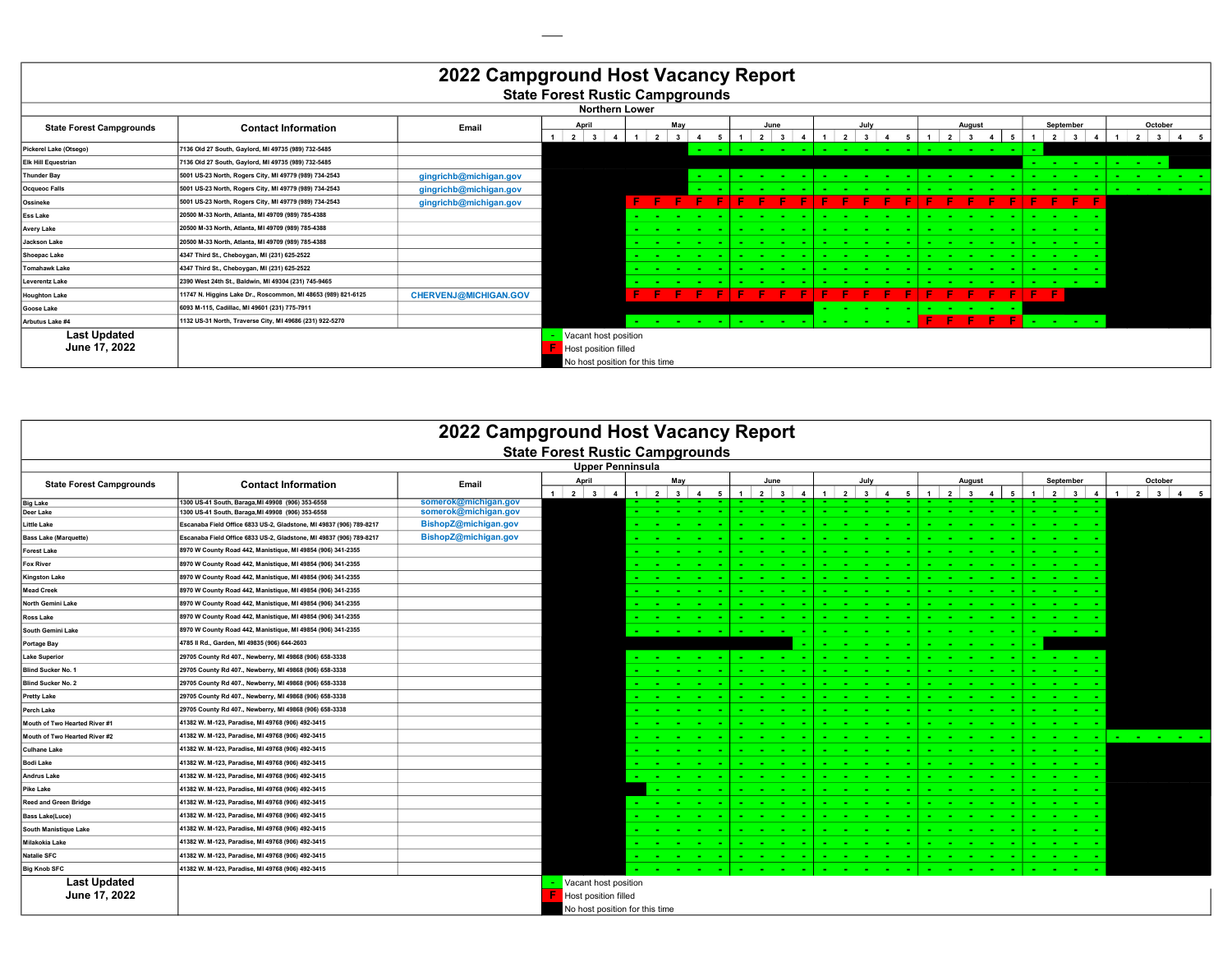# 2022 Campground Host Vacancy Report

## State Forest Rustic Campgrounds

### Northern Lower

| State Forest Campgrounds | Contact Information | Email | April | | | | May | | | | | June | | | | July | | | | | August | | | | | September | | | | October | | | | |
|---|---|---|---|---|---|---|---|---|---|---|---|---|---|---|---|---|---|---|---|---|---|---|---|---|---|---|---|---|---|---|---|---|---|---|
| | | | 1 | 2 | 3 | 4 | 1 | 2 | 3 | 4 | 5 | 1 | 2 | 3 | 4 | 1 | 2 | 3 | 4 | 5 | 1 | 2 | 3 | 4 | 5 | 1 | 2 | 3 | 4 | 1 | 2 | 3 | 4 | 5 |
| Pickerel Lake (Otsego) | 7136 Old 27 South, Gaylord, MI 49735 (989) 732-5485 | | | | | | | | | - | - | - | - | - | - | - | - | - | - | - | - | - | - | - | - | - | | | | | | | | |
| Elk Hill Equestrian | 7136 Old 27 South, Gaylord, MI 49735 (989) 732-5485 | | | | | | | | | | | | | | | | | | | | | | | | | - | - | - | - | - | - | - | | |
| Thunder Bay | 5001 US-23 North, Rogers City, MI 49779 (989) 734-2543 | gingrichb@michigan.gov | | | | | | | | - | - | - | - | - | - | - | - | - | - | - | - | - | - | - | - | - | - | - | - | - | - | - | - | - |
| Ocqueoc Falls | 5001 US-23 North, Rogers City, MI 49779 (989) 734-2543 | gingrichb@michigan.gov | | | | | | | | - | - | - | - | - | - | - | - | - | - | - | - | - | - | - | - | - | - | - | - | - | - | - | - | - |
| Ossineke | 5001 US-23 North, Rogers City, MI 49779 (989) 734-2543 | gingrichb@michigan.gov | | | | | F | F | F | F | F | F | F | F | F | F | F | F | F | F | F | F | F | F | F | F | F | F | F | | | | | |
| Ess Lake | 20500 M-33 North, Atlanta, MI 49709 (989) 785-4388 | | | | | | - | - | - | - | - | - | - | - | - | - | - | - | - | - | - | - | - | - | - | - | - | - | - | | | | | |
| Avery Lake | 20500 M-33 North, Atlanta, MI 49709 (989) 785-4388 | | | | | | - | - | - | - | - | - | - | - | - | - | - | - | - | - | - | - | - | - | - | - | - | - | - | | | | | |
| Jackson Lake | 20500 M-33 North, Atlanta, MI 49709 (989) 785-4388 | | | | | | - | - | - | - | - | - | - | - | - | - | - | - | - | - | - | - | - | - | - | - | - | - | - | | | | | |
| Shoepac Lake | 4347 Third St., Cheboygan, MI (231) 625-2522 | | | | | | - | - | - | - | - | - | - | - | - | - | - | - | - | - | - | - | - | - | - | - | - | - | - | | | | | |
| Tomahawk Lake | 4347 Third St., Cheboygan, MI (231) 625-2522 | | | | | | - | - | - | - | - | - | - | - | - | - | - | - | - | - | - | - | - | - | - | - | - | - | - | | | | | |
| Leverentz Lake | 2390 West 24th St., Baldwin, MI 49304 (231) 745-9465 | | | | | | - | - | - | - | - | - | - | - | - | - | - | - | - | - | - | - | - | - | - | - | - | - | - | | | | | |
| Houghton Lake | 11747 N. Higgins Lake Dr., Roscommon, MI 48653 (989) 821-6125 | CHERVENJ@MICHIGAN.GOV | | | | | F | F | F | F | F | F | F | F | F | F | F | F | F | F | F | F | F | F | F | F | F | | | | | | | |
| Goose Lake | 6093 M-115, Cadillac, MI 49601 (231) 775-7911 | | | | | | | | | | | | | | | - | - | - | - | - | - | - | - | - | - | | | | | | | | | |
| Arbutus Lake #4 | 1132 US-31 North, Traverse City, MI 49686 (231) 922-5270 | | | | | | - | - | - | - | - | - | - | - | - | - | - | - | - | - | F | F | F | F | F | - | - | - | - | | | | | |

**Last Updated June 17, 2022**

- \- Vacant host position
- F Host position filled
- (black) No host position for this time

# 2022 Campground Host Vacancy Report

## State Forest Rustic Campgrounds

### Upper Pennisula

| State Forest Campgrounds | Contact Information | Email | April | | | | May | | | | | June | | | | July | | | | | August | | | | | September | | | | October | | | | |
|---|---|---|---|---|---|---|---|---|---|---|---|---|---|---|---|---|---|---|---|---|---|---|---|---|---|---|---|---|---|---|---|---|---|---|
| | | | 1 | 2 | 3 | 4 | 1 | 2 | 3 | 4 | 5 | 1 | 2 | 3 | 4 | 1 | 2 | 3 | 4 | 5 | 1 | 2 | 3 | 4 | 5 | 1 | 2 | 3 | 4 | 1 | 2 | 3 | 4 | 5 |
| Big Lake | 1300 US-41 South, Baraga,MI 49908 (906) 353-6558 | somerok@michigan.gov | | | | | - | - | - | - | - | - | - | - | - | - | - | - | - | - | - | - | - | - | - | - | - | - | - | | | | | |
| Deer Lake | 1300 US-41 South, Baraga,MI 49908 (906) 353-6558 | somerok@michigan.gov | | | | | - | - | - | - | - | - | - | - | - | - | - | - | - | - | - | - | - | - | - | - | - | - | - | | | | | |
| Little Lake | Escanaba Field Office 6833 US-2, Gladstone, MI 49837 (906) 789-8217 | BishopZ@michigan.gov | | | | | - | - | - | - | - | - | - | - | - | - | - | - | - | - | - | - | - | - | - | - | - | - | - | | | | | |
| Bass Lake (Marquette) | Escanaba Field Office 6833 US-2, Gladstone, MI 49837 (906) 789-8217 | BishopZ@michigan.gov | | | | | - | - | - | - | - | - | - | - | - | - | - | - | - | - | - | - | - | - | - | - | - | - | - | | | | | |
| Forest Lake | 8970 W County Road 442, Manistique, MI 49854 (906) 341-2355 | | | | | | - | - | - | - | - | - | - | - | - | - | - | - | - | - | - | - | - | - | - | - | - | - | - | | | | | |
| Fox River | 8970 W County Road 442, Manistique, MI 49854 (906) 341-2355 | | | | | | - | - | - | - | - | - | - | - | - | - | - | - | - | - | - | - | - | - | - | - | - | - | - | | | | | |
| Kingston Lake | 8970 W County Road 442, Manistique, MI 49854 (906) 341-2355 | | | | | | - | - | - | - | - | - | - | - | - | - | - | - | - | - | - | - | - | - | - | - | - | - | - | | | | | |
| Mead Creek | 8970 W County Road 442, Manistique, MI 49854 (906) 341-2355 | | | | | | - | - | - | - | - | - | - | - | - | - | - | - | - | - | - | - | - | - | - | - | - | - | - | | | | | |
| North Gemini Lake | 8970 W County Road 442, Manistique, MI 49854 (906) 341-2355 | | | | | | - | - | - | - | - | - | - | - | - | - | - | - | - | - | - | - | - | - | - | - | - | - | - | | | | | |
| Ross Lake | 8970 W County Road 442, Manistique, MI 49854 (906) 341-2355 | | | | | | - | - | - | - | - | - | - | - | - | - | - | - | - | - | - | - | - | - | - | - | - | - | - | | | | | |
| South Gemini Lake | 8970 W County Road 442, Manistique, MI 49854 (906) 341-2355 | | | | | | - | - | - | - | - | - | - | - | - | - | - | - | - | - | - | - | - | - | - | - | - | - | - | | | | | |
| Portage Bay | 4785 II Rd., Garden, MI 49835 (906) 644-2603 | | | | | | | | | | | | | | - | - | - | - | - | - | - | - | - | - | - | - | | | | | | | | |
| Lake Superior | 29705 County Rd 407., Newberry, MI 49868 (906) 658-3338 | | | | | | - | - | - | - | - | - | - | - | - | - | - | - | - | - | - | - | - | - | - | - | - | - | - | | | | | |
| Blind Sucker No. 1 | 29705 County Rd 407., Newberry, MI 49868 (906) 658-3338 | | | | | | - | - | - | - | - | - | - | - | - | - | - | - | - | - | - | - | - | - | - | - | - | - | - | | | | | |
| Blind Sucker No. 2 | 29705 County Rd 407., Newberry, MI 49868 (906) 658-3338 | | | | | | - | - | - | - | - | - | - | - | - | - | - | - | - | - | - | - | - | - | - | - | - | - | - | | | | | |
| Pretty Lake | 29705 County Rd 407., Newberry, MI 49868 (906) 658-3338 | | | | | | - | - | - | - | - | - | - | - | - | - | - | - | - | - | - | - | - | - | - | - | - | - | - | | | | | |
| Perch Lake | 29705 County Rd 407., Newberry, MI 49868 (906) 658-3338 | | | | | | - | - | - | - | - | - | - | - | - | - | - | - | - | - | - | - | - | - | - | - | - | - | - | | | | | |
| Mouth of Two Hearted River #1 | 41382 W. M-123, Paradise, MI 49768 (906) 492-3415 | | | | | | - | - | - | - | - | - | - | - | - | - | - | - | - | - | - | - | - | - | - | - | - | - | - | | | | | |
| Mouth of Two Hearted River #2 | 41382 W. M-123, Paradise, MI 49768 (906) 492-3415 | | | | | | - | - | - | - | - | - | - | - | - | - | - | - | - | - | - | - | - | - | - | - | - | - | - | - | - | - | - | - |
| Culhane Lake | 41382 W. M-123, Paradise, MI 49768 (906) 492-3415 | | | | | | - | - | - | - | - | - | - | - | - | - | - | - | - | - | - | - | - | - | - | - | - | - | - | | | | | |
| Bodi Lake | 41382 W. M-123, Paradise, MI 49768 (906) 492-3415 | | | | | | - | - | - | - | - | - | - | - | - | - | - | - | - | - | - | - | - | - | - | - | - | - | - | | | | | |
| Andrus Lake | 41382 W. M-123, Paradise, MI 49768 (906) 492-3415 | | | | | | - | - | - | - | - | - | - | - | - | - | - | - | - | - | - | - | - | - | - | - | - | - | - | | | | | |
| Pike Lake | 41382 W. M-123, Paradise, MI 49768 (906) 492-3415 | | | | | | | - | - | - | - | - | - | - | - | - | - | - | - | - | - | - | - | - | - | - | - | - | - | | | | | |
| Reed and Green Bridge | 41382 W. M-123, Paradise, MI 49768 (906) 492-3415 | | | | | | - | - | - | - | - | - | - | - | - | - | - | - | - | - | - | - | - | - | - | - | - | - | - | | | | | |
| Bass Lake(Luce) | 41382 W. M-123, Paradise, MI 49768 (906) 492-3415 | | | | | | - | - | - | - | - | - | - | - | - | - | - | - | - | - | - | - | - | - | - | - | - | - | - | | | | | |
| South Manistique Lake | 41382 W. M-123, Paradise, MI 49768 (906) 492-3415 | | | | | | - | - | - | - | - | - | - | - | - | - | - | - | - | - | - | - | - | - | - | - | - | - | - | | | | | |
| Milakokia Lake | 41382 W. M-123, Paradise, MI 49768 (906) 492-3415 | | | | | | - | - | - | - | - | - | - | - | - | - | - | - | - | - | - | - | - | - | - | - | - | - | - | | | | | |
| Natalie SFC | 41382 W. M-123, Paradise, MI 49768 (906) 492-3415 | | | | | | - | - | - | - | - | - | - | - | - | - | - | - | - | - | - | - | - | - | - | - | - | - | - | | | | | |
| Big Knob SFC | 41382 W. M-123, Paradise, MI 49768 (906) 492-3415 | | | | | | - | - | - | - | - | - | - | - | - | - | - | - | - | - | - | - | - | - | - | - | - | - | - | | | | | |

**Last Updated June 17, 2022**

- \- Vacant host position
- F Host position filled
- (black) No host position for this time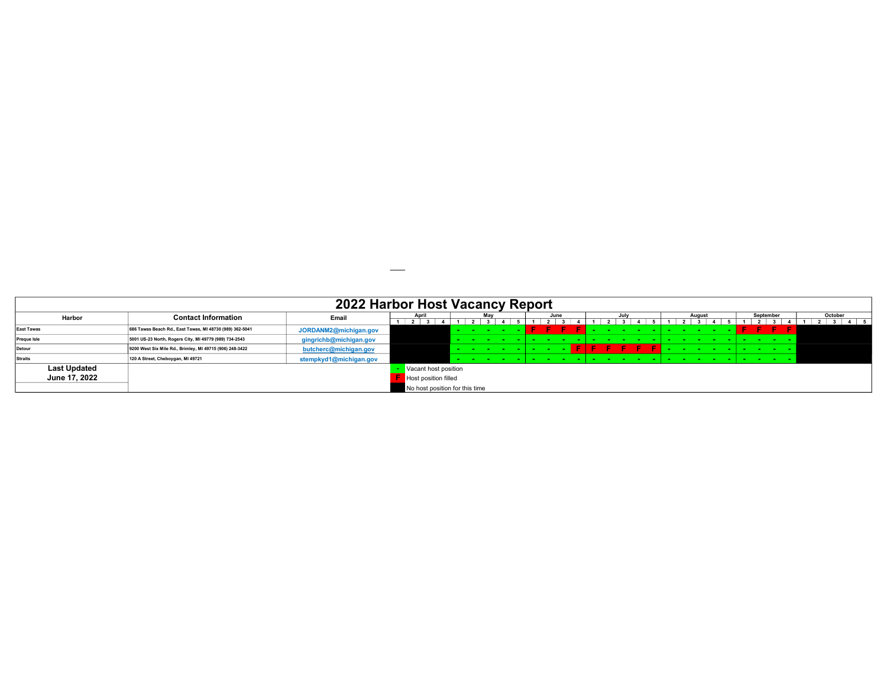# 2022 Harbor Host Vacancy Report

| Harbor | Contact Information | Email | April | | | | May | | | | | June | | | | July | | | | | August | | | | | September | | | | October | | | | |
|---|---|---|---|---|---|---|---|---|---|---|---|---|---|---|---|---|---|---|---|---|---|---|---|---|---|---|---|---|---|---|---|---|---|---|
| | | | 1 | 2 | 3 | 4 | 1 | 2 | 3 | 4 | 5 | 1 | 2 | 3 | 4 | 1 | 2 | 3 | 4 | 5 | 1 | 2 | 3 | 4 | 5 | 1 | 2 | 3 | 4 | 1 | 2 | 3 | 4 | 5 |
| East Tawas | 686 Tawas Beach Rd., East Tawas, MI 48730 (989) 362-5041 | JORDANM2@michigan.gov | | | | | - | - | - | - | - | F | F | F | F | - | - | - | - | - | - | - | - | - | - | F | F | F | F | | | | | |
| Preque Isle | 5001 US-23 North, Rogers City, MI 49779 (989) 734-2543 | gingrichb@michigan.gov | | | | | - | - | - | - | - | - | - | - | - | - | - | - | - | - | - | - | - | - | - | - | - | - | - | | | | | |
| Detour | 9200 West Six Mile Rd., Brimley, MI 49715 (906) 248-3422 | butcherc@michigan.gov | | | | | - | - | - | - | - | - | - | - | F | F | F | F | F | F | - | - | - | - | - | - | - | - | - | | | | | |
| Straits | 120 A Street, Cheboygan, MI 49721 | stempkyd1@michigan.gov | | | | | - | - | - | - | - | - | - | - | - | - | - | - | - | - | - | - | - | - | - | - | - | - | - | | | | | |

**Last Updated**
**June 17, 2022**

- \- Vacant host position
- F Host position filled
- No host position for this time